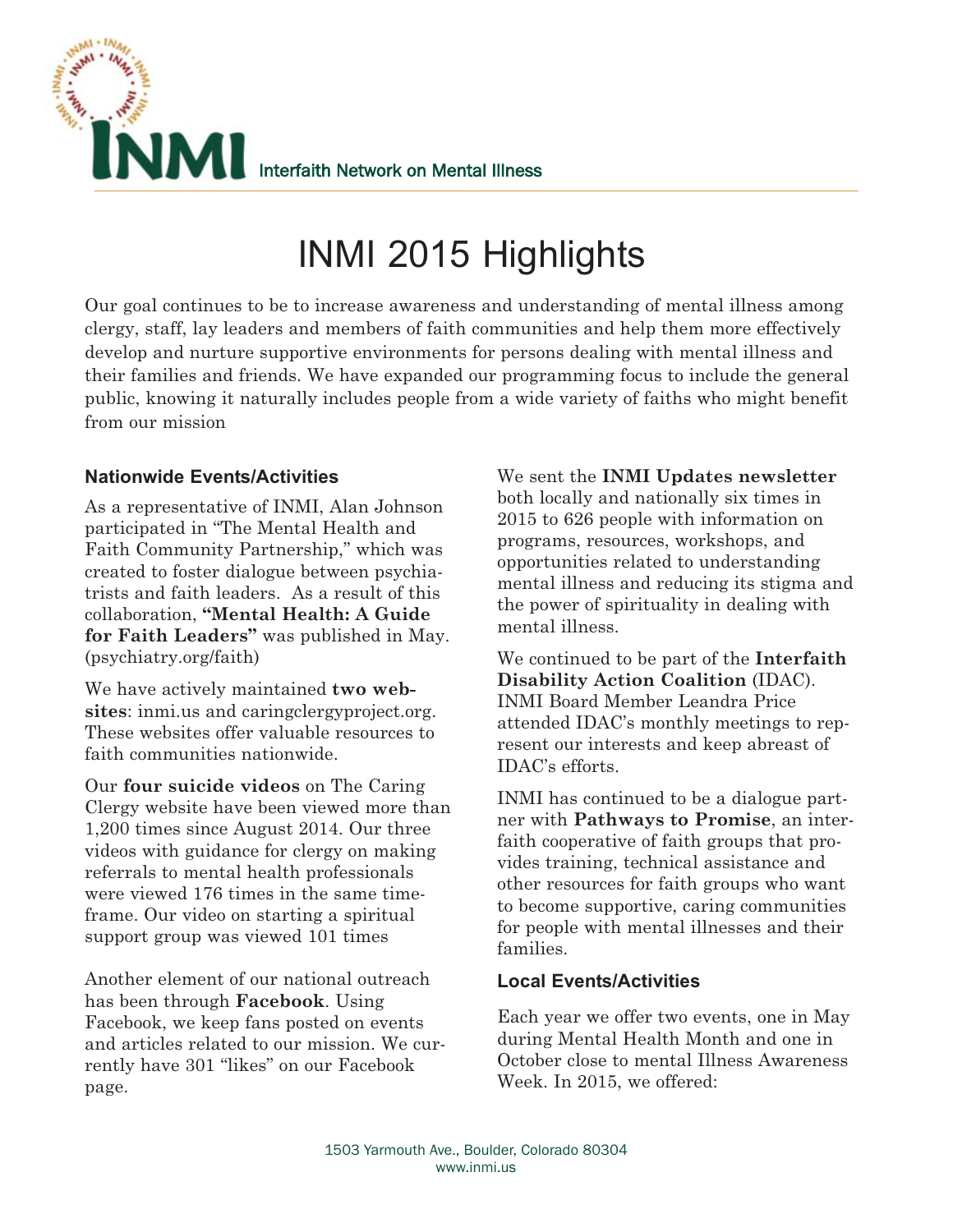**INMI** Interfaith Network on Mental Illness

# INMI 2015 Highlights

Our goal continues to be to increase awareness and understanding of mental illness among clergy, staff, lay leaders and members of faith communities and help them more effectively develop and nurture supportive environments for persons dealing with mental illness and their families and friends. We have expanded our programming focus to include the general public, knowing it naturally includes people from a wide variety of faiths who might benefit from our mission

### Nationwide Events/Activities

As a representative of INMI, Alan Johnson participated in "The Mental Health and Faith Community Partnership," which was created to foster dialogue between psychiatrists and faith leaders. As a result of this collaboration, **"Mental Health: A Guide for Faith Leaders"** was published in May. (psychiatry.org/faith)

We have actively maintained **two websites**: inmi.us and caringclergyproject.org. These websites offer valuable resources to faith communities nationwide.

Our **four suicide videos** on The Caring Clergy website have been viewed more than 1,200 times since August 2014. Our three videos with guidance for clergy on making referrals to mental health professionals were viewed 176 times in the same timeframe. Our video on starting a spiritual support group was viewed 101 times

Another element of our national outreach has been through **Facebook**. Using Facebook, we keep fans posted on events and articles related to our mission. We currently have 301 "likes" on our Facebook page.

We sent the **INMI Updates newsletter** both locally and nationally six times in 2015 to 626 people with information on programs, resources, workshops, and opportunities related to understanding mental illness and reducing its stigma and the power of spirituality in dealing with mental illness.

We continued to be part of the **Interfaith Disability Action Coalition** (IDAC). INMI Board Member Leandra Price attended IDAC's monthly meetings to represent our interests and keep abreast of IDAC's efforts.

INMI has continued to be a dialogue partner with **Pathways to Promise**, an interfaith cooperative of faith groups that provides training, technical assistance and other resources for faith groups who want to become supportive, caring communities for people with mental illnesses and their families.

### Local Events/Activities

Each year we offer two events, one in May during Mental Health Month and one in October close to mental Illness Awareness Week. In 2015, we offered:

1503 Yarmouth Ave., Boulder, Colorado 80304
www.inmi.us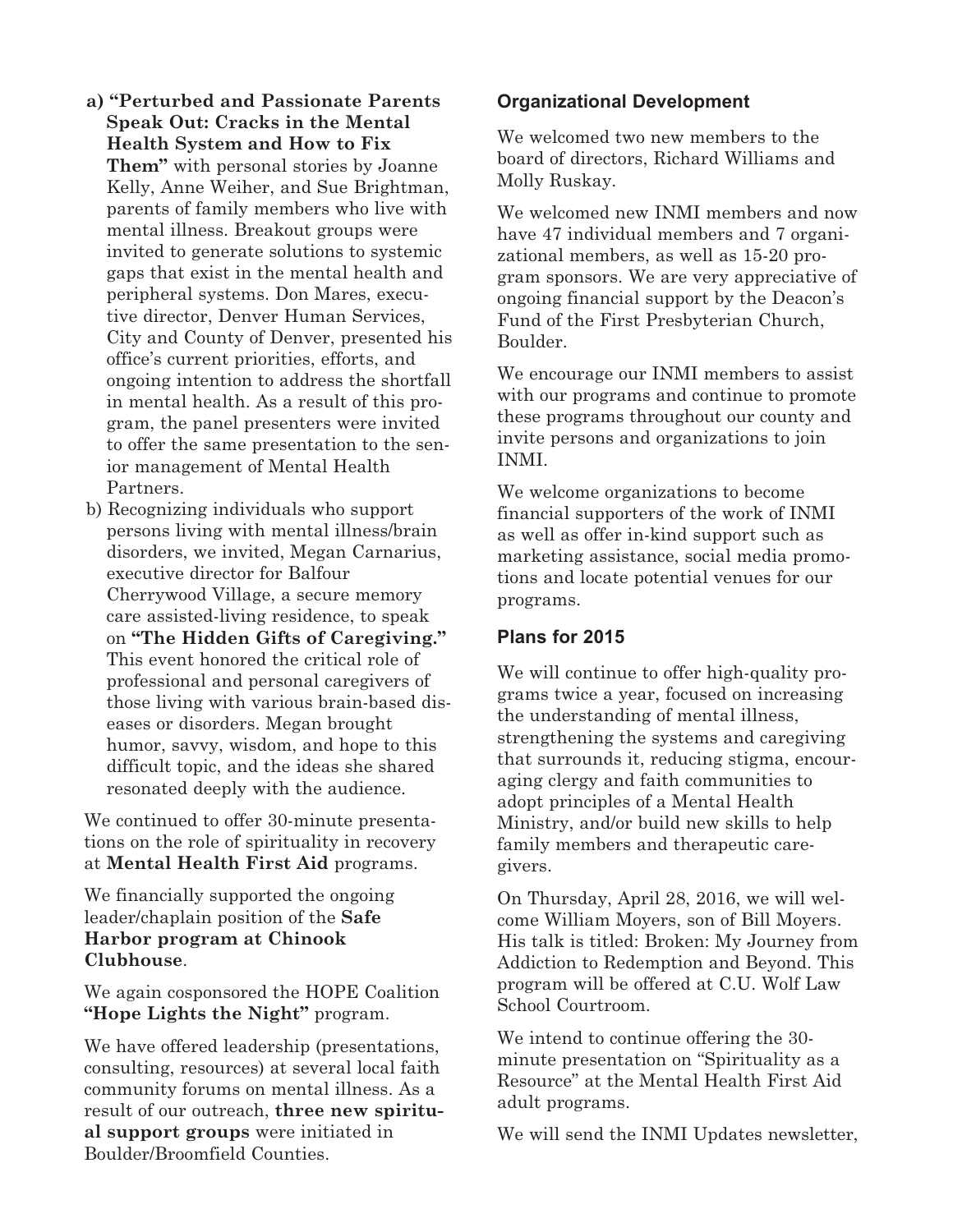a) **"Perturbed and Passionate Parents Speak Out: Cracks in the Mental Health System and How to Fix Them"** with personal stories by Joanne Kelly, Anne Weiher, and Sue Brightman, parents of family members who live with mental illness. Breakout groups were invited to generate solutions to systemic gaps that exist in the mental health and peripheral systems. Don Mares, executive director, Denver Human Services, City and County of Denver, presented his office's current priorities, efforts, and ongoing intention to address the shortfall in mental health. As a result of this program, the panel presenters were invited to offer the same presentation to the senior management of Mental Health Partners.

b) Recognizing individuals who support persons living with mental illness/brain disorders, we invited, Megan Carnarius, executive director for Balfour Cherrywood Village, a secure memory care assisted-living residence, to speak on **"The Hidden Gifts of Caregiving."** This event honored the critical role of professional and personal caregivers of those living with various brain-based diseases or disorders. Megan brought humor, savvy, wisdom, and hope to this difficult topic, and the ideas she shared resonated deeply with the audience.

We continued to offer 30-minute presentations on the role of spirituality in recovery at **Mental Health First Aid** programs.

We financially supported the ongoing leader/chaplain position of the **Safe Harbor program at Chinook Clubhouse**.

We again cosponsored the HOPE Coalition **"Hope Lights the Night"** program.

We have offered leadership (presentations, consulting, resources) at several local faith community forums on mental illness. As a result of our outreach, **three new spiritual support groups** were initiated in Boulder/Broomfield Counties.

### Organizational Development

We welcomed two new members to the board of directors, Richard Williams and Molly Ruskay.

We welcomed new INMI members and now have 47 individual members and 7 organizational members, as well as 15-20 program sponsors. We are very appreciative of ongoing financial support by the Deacon's Fund of the First Presbyterian Church, Boulder.

We encourage our INMI members to assist with our programs and continue to promote these programs throughout our county and invite persons and organizations to join INMI.

We welcome organizations to become financial supporters of the work of INMI as well as offer in-kind support such as marketing assistance, social media promotions and locate potential venues for our programs.

### Plans for 2015

We will continue to offer high-quality programs twice a year, focused on increasing the understanding of mental illness, strengthening the systems and caregiving that surrounds it, reducing stigma, encouraging clergy and faith communities to adopt principles of a Mental Health Ministry, and/or build new skills to help family members and therapeutic caregivers.

On Thursday, April 28, 2016, we will welcome William Moyers, son of Bill Moyers. His talk is titled: Broken: My Journey from Addiction to Redemption and Beyond. This program will be offered at C.U. Wolf Law School Courtroom.

We intend to continue offering the 30-minute presentation on "Spirituality as a Resource" at the Mental Health First Aid adult programs.

We will send the INMI Updates newsletter,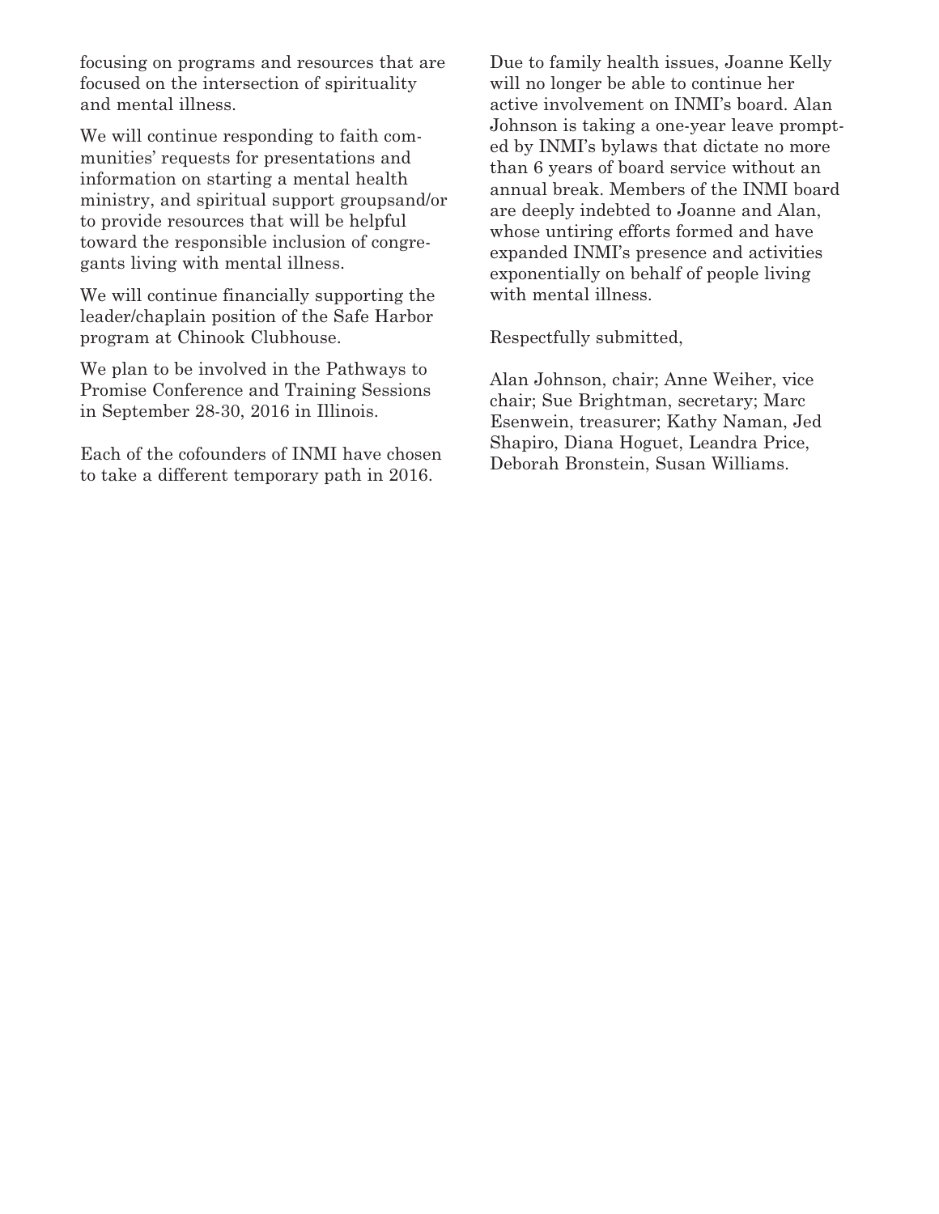focusing on programs and resources that are focused on the intersection of spirituality and mental illness.

We will continue responding to faith communities' requests for presentations and information on starting a mental health ministry, and spiritual support groupsand/or to provide resources that will be helpful toward the responsible inclusion of congregants living with mental illness.

We will continue financially supporting the leader/chaplain position of the Safe Harbor program at Chinook Clubhouse.

We plan to be involved in the Pathways to Promise Conference and Training Sessions in September 28-30, 2016 in Illinois.

Each of the cofounders of INMI have chosen to take a different temporary path in 2016.

Due to family health issues, Joanne Kelly will no longer be able to continue her active involvement on INMI's board. Alan Johnson is taking a one-year leave prompted by INMI's bylaws that dictate no more than 6 years of board service without an annual break. Members of the INMI board are deeply indebted to Joanne and Alan, whose untiring efforts formed and have expanded INMI's presence and activities exponentially on behalf of people living with mental illness.

Respectfully submitted,

Alan Johnson, chair; Anne Weiher, vice chair; Sue Brightman, secretary; Marc Esenwein, treasurer; Kathy Naman, Jed Shapiro, Diana Hoguet, Leandra Price, Deborah Bronstein, Susan Williams.